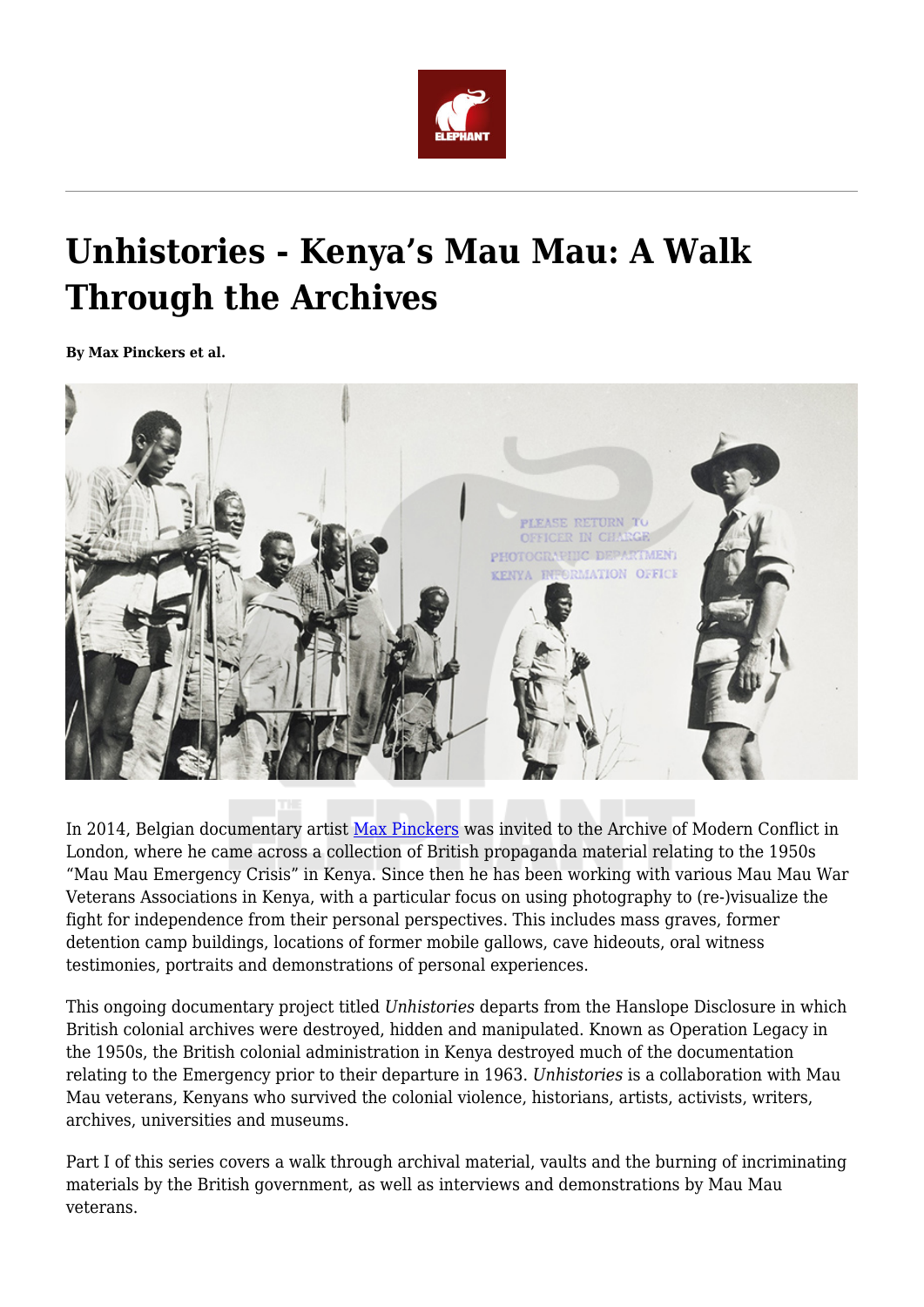# Unhistories - Kenya's Mau Mau: A Walk Through the Archives

**By Max Pinckers et al.**

In 2014, Belgian documentary artist Max Pinckers was invited to the Archive of Modern Conflict in London, where he came across a collection of British propaganda material relating to the 1950s "Mau Mau Emergency Crisis" in Kenya. Since then he has been working with various Mau Mau War Veterans Associations in Kenya, with a particular focus on using photography to (re-)visualize the fight for independence from their personal perspectives. This includes mass graves, former detention camp buildings, locations of former mobile gallows, cave hideouts, oral witness testimonies, portraits and demonstrations of personal experiences.

This ongoing documentary project titled *Unhistories* departs from the Hanslope Disclosure in which British colonial archives were destroyed, hidden and manipulated. Known as Operation Legacy in the 1950s, the British colonial administration in Kenya destroyed much of the documentation relating to the Emergency prior to their departure in 1963. *Unhistories* is a collaboration with Mau Mau veterans, Kenyans who survived the colonial violence, historians, artists, activists, writers, archives, universities and museums.

Part I of this series covers a walk through archival material, vaults and the burning of incriminating materials by the British government, as well as interviews and demonstrations by Mau Mau veterans.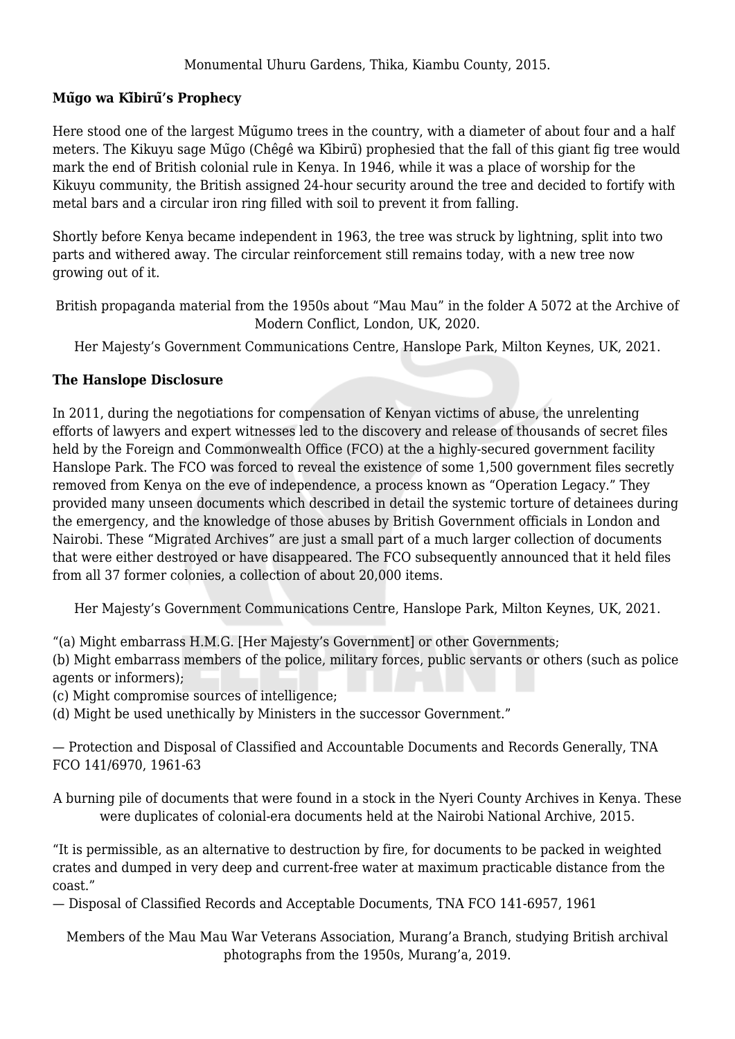Monumental Uhuru Gardens, Thika, Kiambu County, 2015.

**Mũgo wa Kĩbirũ's Prophecy**

Here stood one of the largest Mũgumo trees in the country, with a diameter of about four and a half meters. The Kikuyu sage Mũgo (Chêgê wa Kĩbirũ) prophesied that the fall of this giant fig tree would mark the end of British colonial rule in Kenya. In 1946, while it was a place of worship for the Kikuyu community, the British assigned 24-hour security around the tree and decided to fortify with metal bars and a circular iron ring filled with soil to prevent it from falling.

Shortly before Kenya became independent in 1963, the tree was struck by lightning, split into two parts and withered away. The circular reinforcement still remains today, with a new tree now growing out of it.

British propaganda material from the 1950s about "Mau Mau" in the folder A 5072 at the Archive of Modern Conflict, London, UK, 2020.

Her Majesty's Government Communications Centre, Hanslope Park, Milton Keynes, UK, 2021.

**The Hanslope Disclosure**

In 2011, during the negotiations for compensation of Kenyan victims of abuse, the unrelenting efforts of lawyers and expert witnesses led to the discovery and release of thousands of secret files held by the Foreign and Commonwealth Office (FCO) at the a highly-secured government facility Hanslope Park. The FCO was forced to reveal the existence of some 1,500 government files secretly removed from Kenya on the eve of independence, a process known as "Operation Legacy." They provided many unseen documents which described in detail the systemic torture of detainees during the emergency, and the knowledge of those abuses by British Government officials in London and Nairobi. These "Migrated Archives" are just a small part of a much larger collection of documents that were either destroyed or have disappeared. The FCO subsequently announced that it held files from all 37 former colonies, a collection of about 20,000 items.

Her Majesty's Government Communications Centre, Hanslope Park, Milton Keynes, UK, 2021.

"(a) Might embarrass H.M.G. [Her Majesty's Government] or other Governments;
(b) Might embarrass members of the police, military forces, public servants or others (such as police agents or informers);
(c) Might compromise sources of intelligence;
(d) Might be used unethically by Ministers in the successor Government."

— Protection and Disposal of Classified and Accountable Documents and Records Generally, TNA FCO 141/6970, 1961-63

A burning pile of documents that were found in a stock in the Nyeri County Archives in Kenya. These were duplicates of colonial-era documents held at the Nairobi National Archive, 2015.

"It is permissible, as an alternative to destruction by fire, for documents to be packed in weighted crates and dumped in very deep and current-free water at maximum practicable distance from the coast."
— Disposal of Classified Records and Acceptable Documents, TNA FCO 141-6957, 1961

Members of the Mau Mau War Veterans Association, Murang'a Branch, studying British archival photographs from the 1950s, Murang'a, 2019.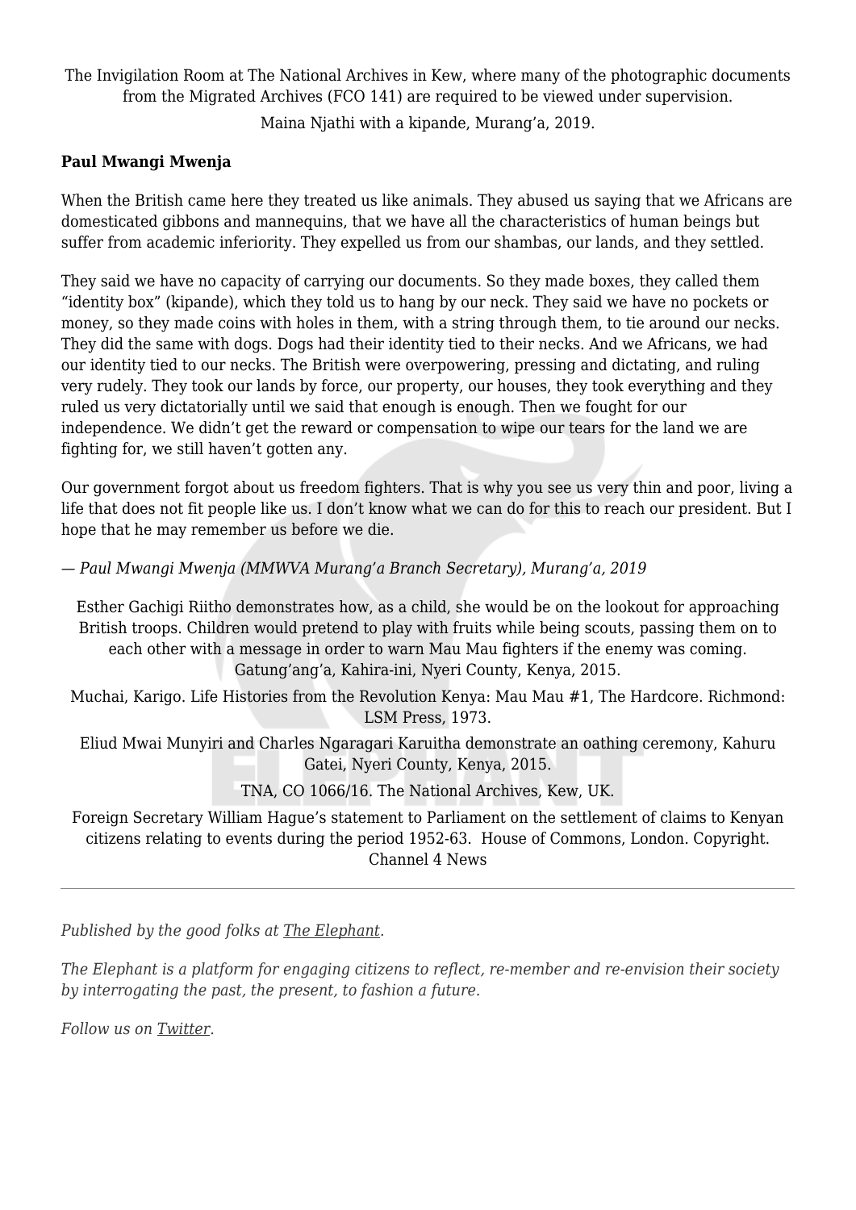The Invigilation Room at The National Archives in Kew, where many of the photographic documents from the Migrated Archives (FCO 141) are required to be viewed under supervision.

Maina Njathi with a kipande, Murang'a, 2019.

**Paul Mwangi Mwenja**

When the British came here they treated us like animals. They abused us saying that we Africans are domesticated gibbons and mannequins, that we have all the characteristics of human beings but suffer from academic inferiority. They expelled us from our shambas, our lands, and they settled.

They said we have no capacity of carrying our documents. So they made boxes, they called them "identity box" (kipande), which they told us to hang by our neck. They said we have no pockets or money, so they made coins with holes in them, with a string through them, to tie around our necks. They did the same with dogs. Dogs had their identity tied to their necks. And we Africans, we had our identity tied to our necks. The British were overpowering, pressing and dictating, and ruling very rudely. They took our lands by force, our property, our houses, they took everything and they ruled us very dictatorially until we said that enough is enough. Then we fought for our independence. We didn't get the reward or compensation to wipe our tears for the land we are fighting for, we still haven't gotten any.

Our government forgot about us freedom fighters. That is why you see us very thin and poor, living a life that does not fit people like us. I don't know what we can do for this to reach our president. But I hope that he may remember us before we die.

*— Paul Mwangi Mwenja (MMWVA Murang'a Branch Secretary), Murang'a, 2019*

Esther Gachigi Riitho demonstrates how, as a child, she would be on the lookout for approaching British troops. Children would pretend to play with fruits while being scouts, passing them on to each other with a message in order to warn Mau Mau fighters if the enemy was coming. Gatung'ang'a, Kahira-ini, Nyeri County, Kenya, 2015.

Muchai, Karigo. Life Histories from the Revolution Kenya: Mau Mau #1, The Hardcore. Richmond: LSM Press, 1973.

Eliud Mwai Munyiri and Charles Ngaragari Karuitha demonstrate an oathing ceremony, Kahuru Gatei, Nyeri County, Kenya, 2015.

TNA, CO 1066/16. The National Archives, Kew, UK.

Foreign Secretary William Hague's statement to Parliament on the settlement of claims to Kenyan citizens relating to events during the period 1952-63. House of Commons, London. Copyright. Channel 4 News

---

*Published by the good folks at The Elephant.*

*The Elephant is a platform for engaging citizens to reflect, re-member and re-envision their society by interrogating the past, the present, to fashion a future.*

*Follow us on Twitter.*